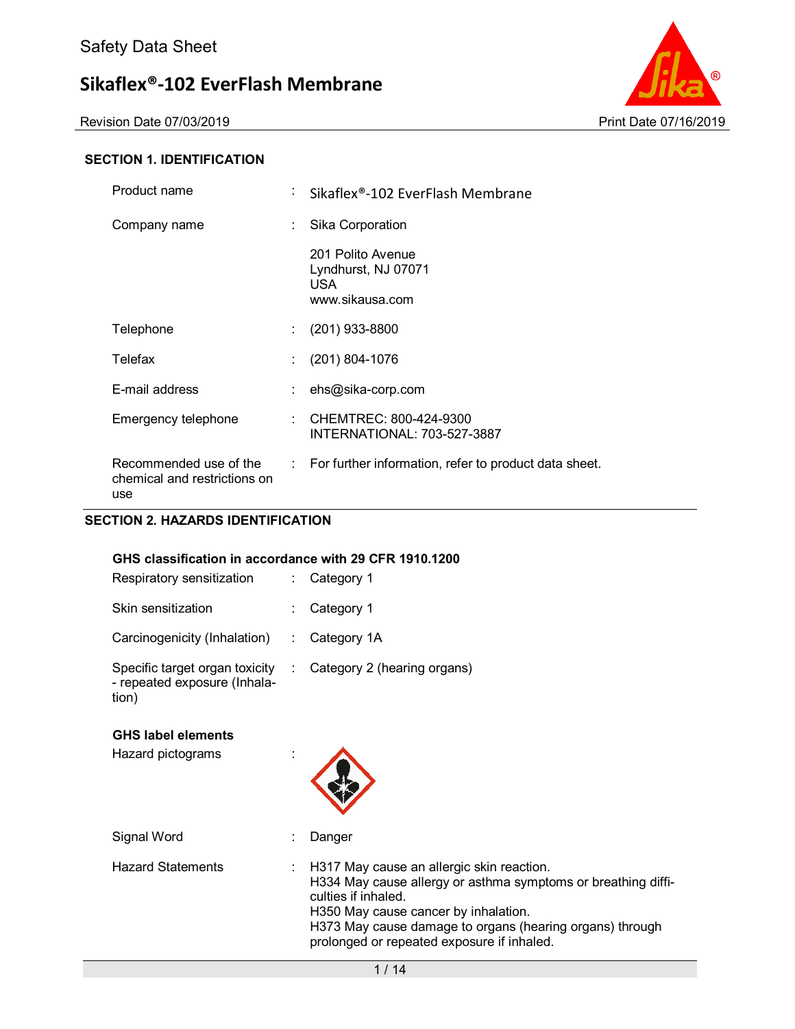Safety Data Sheet

# Sikaflex®-102 EverFlash Membrane

Revision Date 07/03/2019 Print Date 07/16/2019

## SECTION 1. IDENTIFICATION

| | | |
|---|---|---|
| Product name | : | Sikaflex®-102 EverFlash Membrane |
| Company name | : | Sika Corporation<br><br>201 Polito Avenue<br>Lyndhurst, NJ 07071<br>USA<br>www.sikausa.com |
| Telephone | : | (201) 933-8800 |
| Telefax | : | (201) 804-1076 |
| E-mail address | : | ehs@sika-corp.com |
| Emergency telephone | : | CHEMTREC: 800-424-9300<br>INTERNATIONAL: 703-527-3887 |
| Recommended use of the chemical and restrictions on use | : | For further information, refer to product data sheet. |

## SECTION 2. HAZARDS IDENTIFICATION

**GHS classification in accordance with 29 CFR 1910.1200**

| | | |
|---|---|---|
| Respiratory sensitization | : | Category 1 |
| Skin sensitization | : | Category 1 |
| Carcinogenicity (Inhalation) | : | Category 1A |
| Specific target organ toxicity - repeated exposure (Inhalation) | : | Category 2 (hearing organs) |

**GHS label elements**

| | | |
|---|---|---|
| Hazard pictograms | : | |
| Signal Word | : | Danger |
| Hazard Statements | : | H317 May cause an allergic skin reaction.<br>H334 May cause allergy or asthma symptoms or breathing difficulties if inhaled.<br>H350 May cause cancer by inhalation.<br>H373 May cause damage to organs (hearing organs) through prolonged or repeated exposure if inhaled. |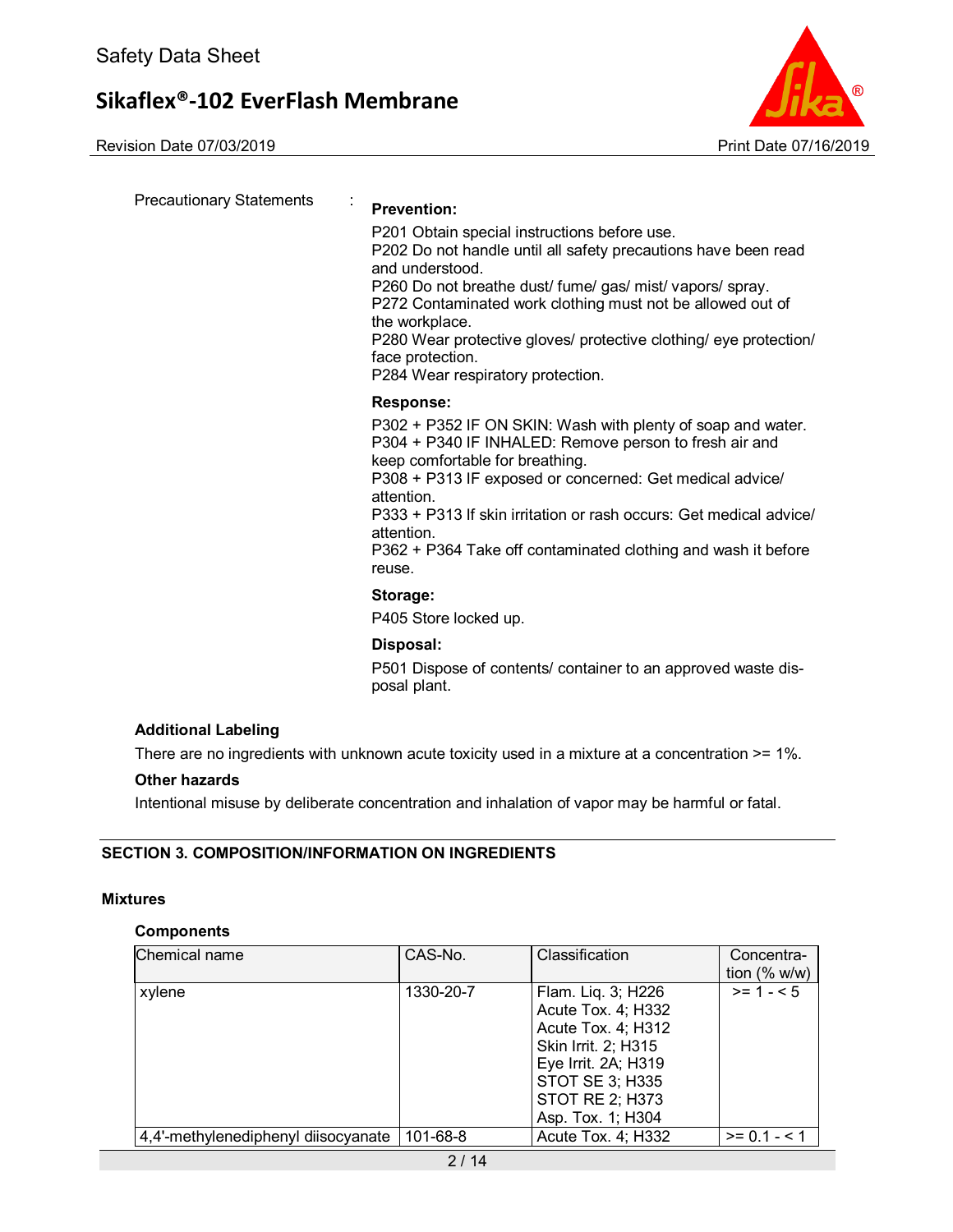Precautionary Statements :

**Prevention:**

P201 Obtain special instructions before use.
P202 Do not handle until all safety precautions have been read and understood.
P260 Do not breathe dust/ fume/ gas/ mist/ vapors/ spray.
P272 Contaminated work clothing must not be allowed out of the workplace.
P280 Wear protective gloves/ protective clothing/ eye protection/ face protection.
P284 Wear respiratory protection.

**Response:**

P302 + P352 IF ON SKIN: Wash with plenty of soap and water.
P304 + P340 IF INHALED: Remove person to fresh air and keep comfortable for breathing.
P308 + P313 IF exposed or concerned: Get medical advice/ attention.
P333 + P313 If skin irritation or rash occurs: Get medical advice/ attention.
P362 + P364 Take off contaminated clothing and wash it before reuse.

**Storage:**

P405 Store locked up.

**Disposal:**

P501 Dispose of contents/ container to an approved waste disposal plant.

**Additional Labeling**

There are no ingredients with unknown acute toxicity used in a mixture at a concentration >= 1%.

**Other hazards**

Intentional misuse by deliberate concentration and inhalation of vapor may be harmful or fatal.

## SECTION 3. COMPOSITION/INFORMATION ON INGREDIENTS

### Mixtures

**Components**

| Chemical name | CAS-No. | Classification | Concentration (% w/w) |
|---|---|---|---|
| xylene | 1330-20-7 | Flam. Liq. 3; H226<br>Acute Tox. 4; H332<br>Acute Tox. 4; H312<br>Skin Irrit. 2; H315<br>Eye Irrit. 2A; H319<br>STOT SE 3; H335<br>STOT RE 2; H373<br>Asp. Tox. 1; H304 | >= 1 - < 5 |
| 4,4'-methylenediphenyl diisocyanate | 101-68-8 | Acute Tox. 4; H332 | >= 0.1 - < 1 |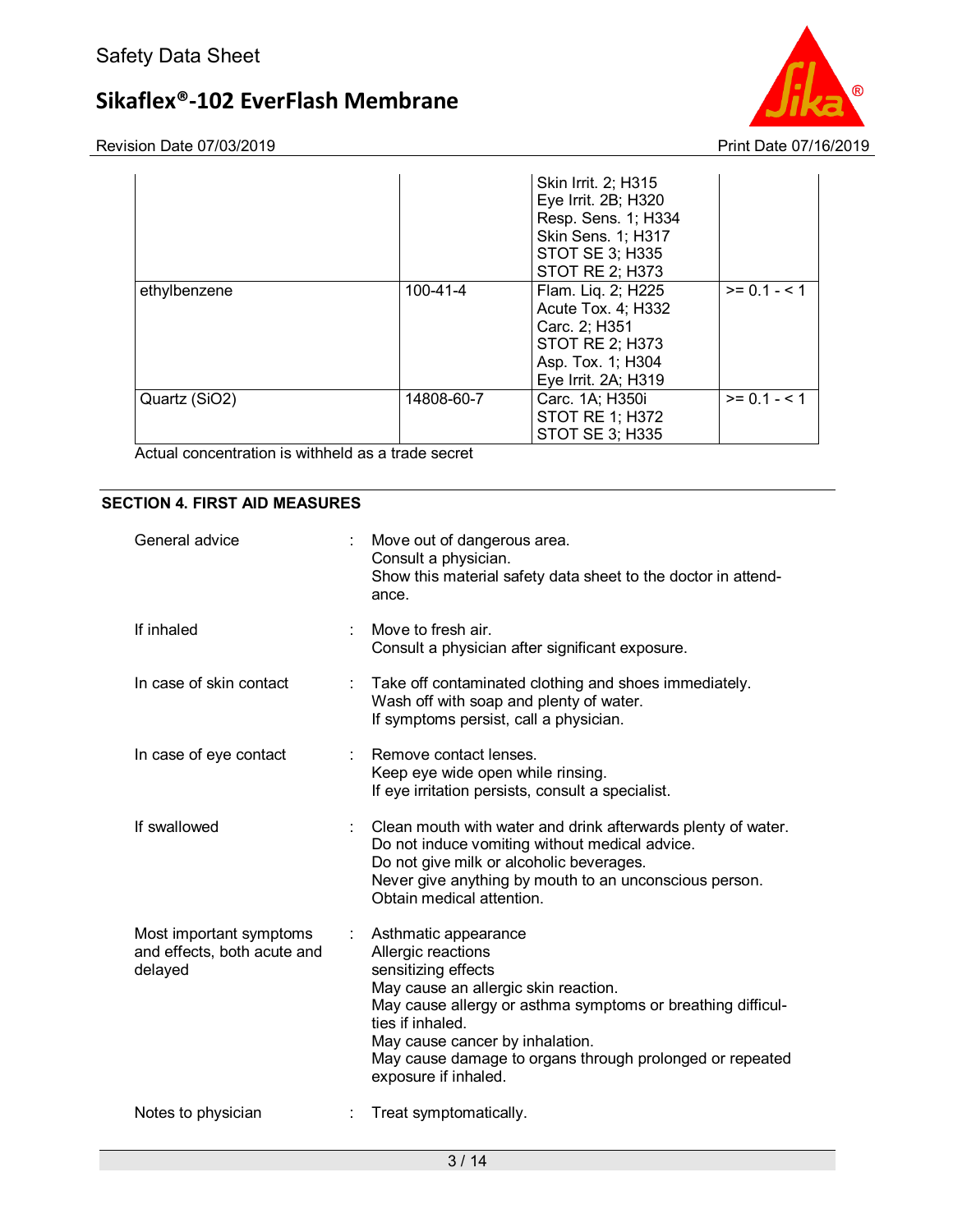| | | | |
|---|---|---|---|
| | | Skin Irrit. 2; H315<br>Eye Irrit. 2B; H320<br>Resp. Sens. 1; H334<br>Skin Sens. 1; H317<br>STOT SE 3; H335<br>STOT RE 2; H373 | |
| ethylbenzene | 100-41-4 | Flam. Liq. 2; H225<br>Acute Tox. 4; H332<br>Carc. 2; H351<br>STOT RE 2; H373<br>Asp. Tox. 1; H304<br>Eye Irrit. 2A; H319 | >= 0.1 - < 1 |
| Quartz ($SiO_2$) | 14808-60-7 | Carc. 1A; H350i<br>STOT RE 1; H372<br>STOT SE 3; H335 | >= 0.1 - < 1 |

Actual concentration is withheld as a trade secret

## SECTION 4. FIRST AID MEASURES

**General advice** : Move out of dangerous area.
Consult a physician.
Show this material safety data sheet to the doctor in attendance.

**If inhaled** : Move to fresh air.
Consult a physician after significant exposure.

**In case of skin contact** : Take off contaminated clothing and shoes immediately.
Wash off with soap and plenty of water.
If symptoms persist, call a physician.

**In case of eye contact** : Remove contact lenses.
Keep eye wide open while rinsing.
If eye irritation persists, consult a specialist.

**If swallowed** : Clean mouth with water and drink afterwards plenty of water.
Do not induce vomiting without medical advice.
Do not give milk or alcoholic beverages.
Never give anything by mouth to an unconscious person.
Obtain medical attention.

**Most important symptoms and effects, both acute and delayed** : Asthmatic appearance
Allergic reactions
sensitizing effects
May cause an allergic skin reaction.
May cause allergy or asthma symptoms or breathing difficulties if inhaled.
May cause cancer by inhalation.
May cause damage to organs through prolonged or repeated exposure if inhaled.

**Notes to physician** : Treat symptomatically.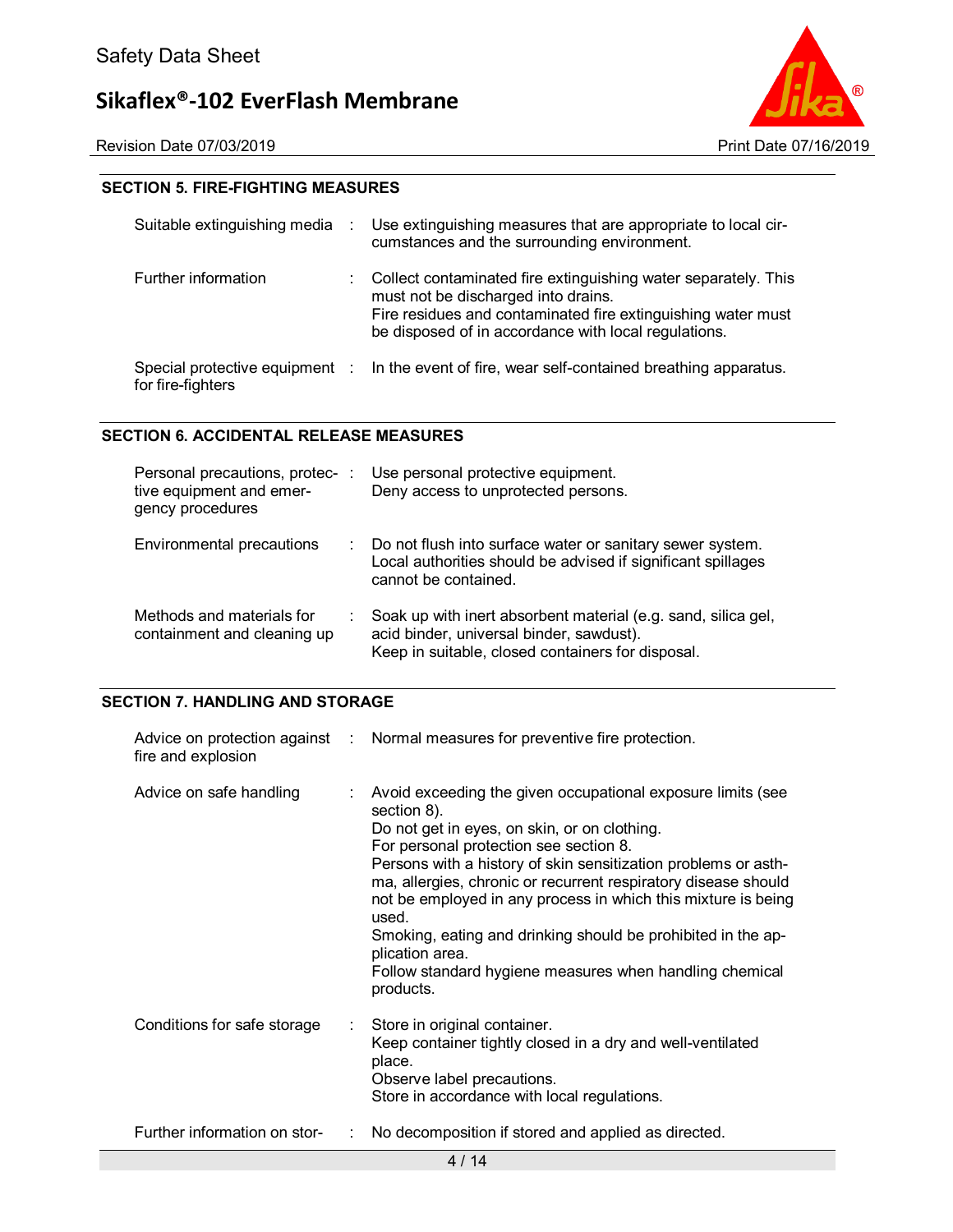## SECTION 5. FIRE-FIGHTING MEASURES

| | |
|---|---|
| Suitable extinguishing media | Use extinguishing measures that are appropriate to local circumstances and the surrounding environment. |
| Further information | Collect contaminated fire extinguishing water separately. This must not be discharged into drains.<br>Fire residues and contaminated fire extinguishing water must be disposed of in accordance with local regulations. |
| Special protective equipment for fire-fighters | In the event of fire, wear self-contained breathing apparatus. |

## SECTION 6. ACCIDENTAL RELEASE MEASURES

| | |
|---|---|
| Personal precautions, protective equipment and emergency procedures | Use personal protective equipment.<br>Deny access to unprotected persons. |
| Environmental precautions | Do not flush into surface water or sanitary sewer system.<br>Local authorities should be advised if significant spillages cannot be contained. |
| Methods and materials for containment and cleaning up | Soak up with inert absorbent material (e.g. sand, silica gel, acid binder, universal binder, sawdust).<br>Keep in suitable, closed containers for disposal. |

## SECTION 7. HANDLING AND STORAGE

| | |
|---|---|
| Advice on protection against fire and explosion | Normal measures for preventive fire protection. |
| Advice on safe handling | Avoid exceeding the given occupational exposure limits (see section 8).<br>Do not get in eyes, on skin, or on clothing.<br>For personal protection see section 8.<br>Persons with a history of skin sensitization problems or asthma, allergies, chronic or recurrent respiratory disease should not be employed in any process in which this mixture is being used.<br>Smoking, eating and drinking should be prohibited in the application area.<br>Follow standard hygiene measures when handling chemical products. |
| Conditions for safe storage | Store in original container.<br>Keep container tightly closed in a dry and well-ventilated place.<br>Observe label precautions.<br>Store in accordance with local regulations. |
| Further information on stor- | No decomposition if stored and applied as directed. |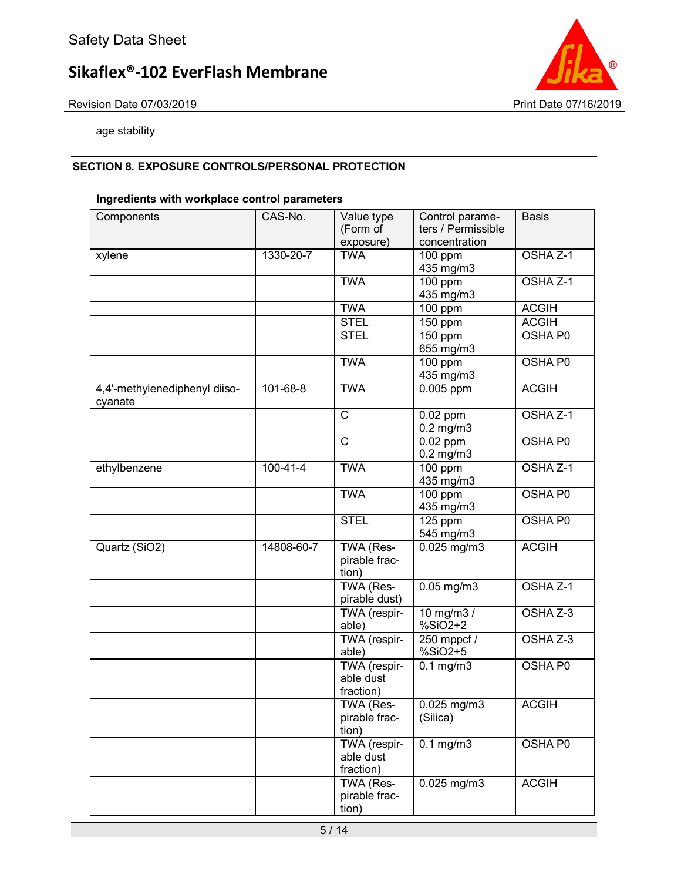age stability

## SECTION 8. EXPOSURE CONTROLS/PERSONAL PROTECTION

### Ingredients with workplace control parameters

| Components | CAS-No. | Value type (Form of exposure) | Control parameters / Permissible concentration | Basis |
|---|---|---|---|---|
| xylene | 1330-20-7 | TWA | 100 ppm<br>435 mg/m3 | OSHA Z-1 |
| | | TWA | 100 ppm<br>435 mg/m3 | OSHA Z-1 |
| | | TWA | 100 ppm | ACGIH |
| | | STEL | 150 ppm | ACGIH |
| | | STEL | 150 ppm<br>655 mg/m3 | OSHA P0 |
| | | TWA | 100 ppm<br>435 mg/m3 | OSHA P0 |
| 4,4'-methylenediphenyl diisocyanate | 101-68-8 | TWA | 0.005 ppm | ACGIH |
| | | C | 0.02 ppm<br>0.2 mg/m3 | OSHA Z-1 |
| | | C | 0.02 ppm<br>0.2 mg/m3 | OSHA P0 |
| ethylbenzene | 100-41-4 | TWA | 100 ppm<br>435 mg/m3 | OSHA Z-1 |
| | | TWA | 100 ppm<br>435 mg/m3 | OSHA P0 |
| | | STEL | 125 ppm<br>545 mg/m3 | OSHA P0 |
| Quartz (SiO2) | 14808-60-7 | TWA (Respirable fraction) | 0.025 mg/m3 | ACGIH |
| | | TWA (Respirable dust) | 0.05 mg/m3 | OSHA Z-1 |
| | | TWA (respirable) | 10 mg/m3 / %SiO2+2 | OSHA Z-3 |
| | | TWA (respirable) | 250 mppcf / %SiO2+5 | OSHA Z-3 |
| | | TWA (respirable dust fraction) | 0.1 mg/m3 | OSHA P0 |
| | | TWA (Respirable fraction) | 0.025 mg/m3 (Silica) | ACGIH |
| | | TWA (respirable dust fraction) | 0.1 mg/m3 | OSHA P0 |
| | | TWA (Respirable fraction) | 0.025 mg/m3 | ACGIH |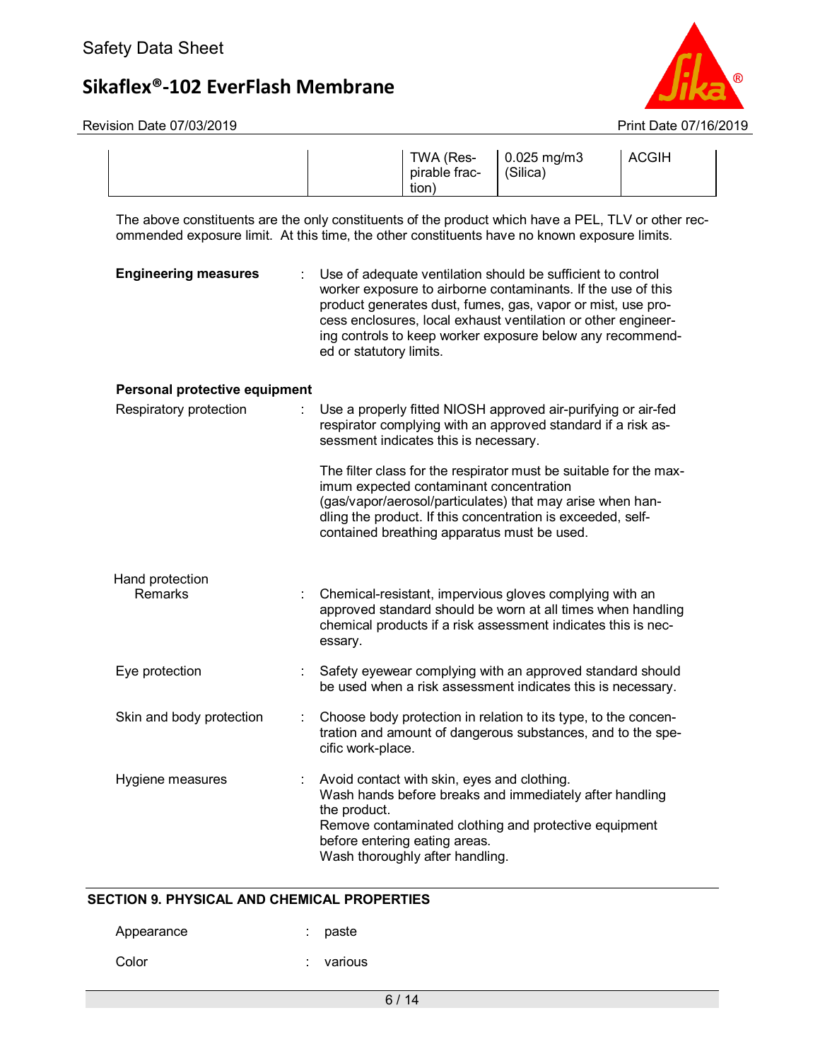| | | TWA (Respirable fraction) | 0.025 mg/m3 (Silica) | ACGIH |
|---|---|---|---|---|

The above constituents are the only constituents of the product which have a PEL, TLV or other recommended exposure limit. At this time, the other constituents have no known exposure limits.

**Engineering measures** : Use of adequate ventilation should be sufficient to control worker exposure to airborne contaminants. If the use of this product generates dust, fumes, gas, vapor or mist, use process enclosures, local exhaust ventilation or other engineering controls to keep worker exposure below any recommended or statutory limits.

**Personal protective equipment**

Respiratory protection : Use a properly fitted NIOSH approved air-purifying or air-fed respirator complying with an approved standard if a risk assessment indicates this is necessary.

The filter class for the respirator must be suitable for the maximum expected contaminant concentration (gas/vapor/aerosol/particulates) that may arise when handling the product. If this concentration is exceeded, self-contained breathing apparatus must be used.

Hand protection
Remarks : Chemical-resistant, impervious gloves complying with an approved standard should be worn at all times when handling chemical products if a risk assessment indicates this is necessary.

Eye protection : Safety eyewear complying with an approved standard should be used when a risk assessment indicates this is necessary.

Skin and body protection : Choose body protection in relation to its type, to the concentration and amount of dangerous substances, and to the specific work-place.

Hygiene measures : Avoid contact with skin, eyes and clothing.
Wash hands before breaks and immediately after handling the product.
Remove contaminated clothing and protective equipment before entering eating areas.
Wash thoroughly after handling.

## SECTION 9. PHYSICAL AND CHEMICAL PROPERTIES

Appearance : paste

Color : various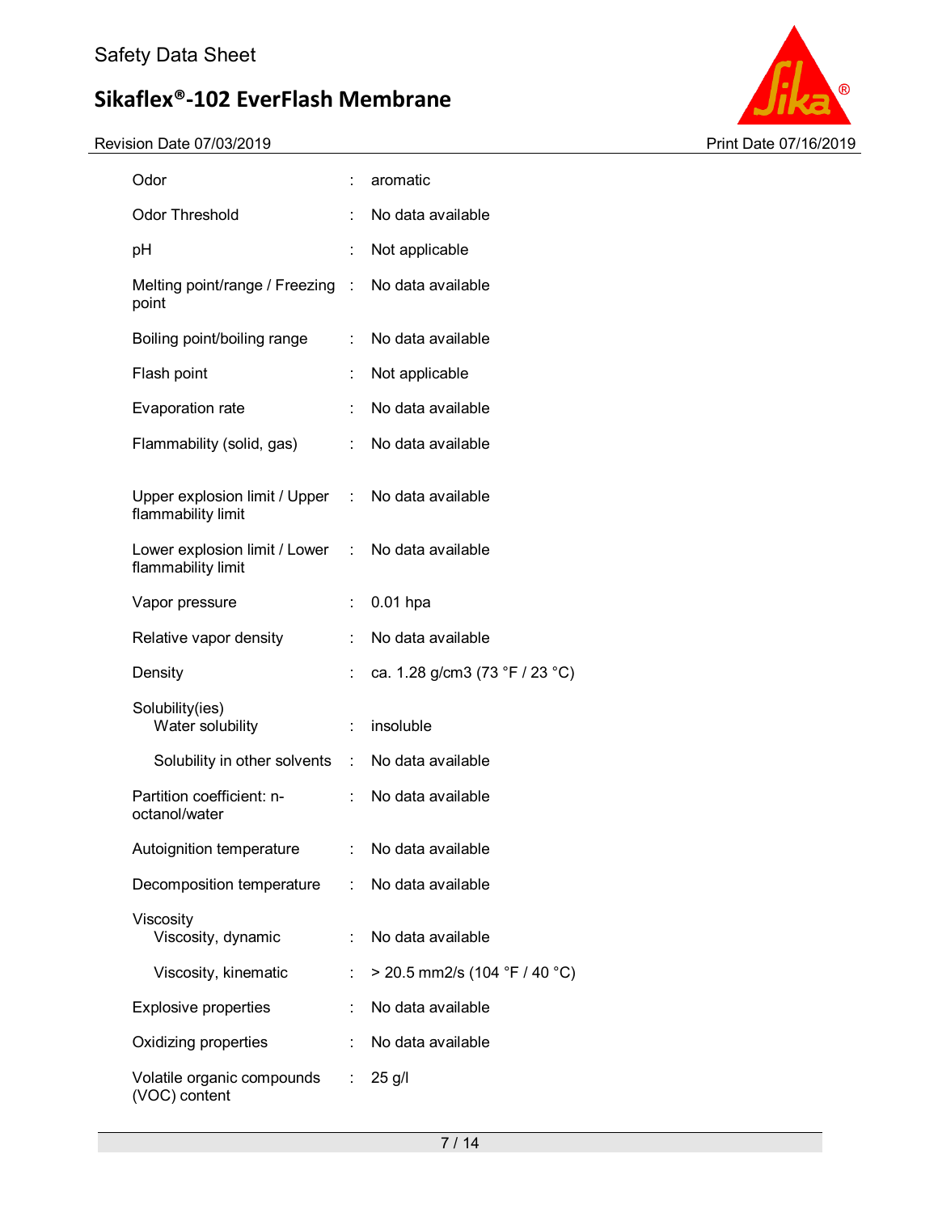| | | |
|---|---|---|
| Odor | : | aromatic |
| Odor Threshold | : | No data available |
| pH | : | Not applicable |
| Melting point/range / Freezing point | : | No data available |
| Boiling point/boiling range | : | No data available |
| Flash point | : | Not applicable |
| Evaporation rate | : | No data available |
| Flammability (solid, gas) | : | No data available |
| Upper explosion limit / Upper flammability limit | : | No data available |
| Lower explosion limit / Lower flammability limit | : | No data available |
| Vapor pressure | : | 0.01 hpa |
| Relative vapor density | : | No data available |
| Density | : | ca. 1.28 g/cm3 (73 °F / 23 °C) |
| Solubility(ies) | | |
| Water solubility | : | insoluble |
| Solubility in other solvents | : | No data available |
| Partition coefficient: n-octanol/water | : | No data available |
| Autoignition temperature | : | No data available |
| Decomposition temperature | : | No data available |
| Viscosity | | |
| Viscosity, dynamic | : | No data available |
| Viscosity, kinematic | : | > 20.5 mm2/s (104 °F / 40 °C) |
| Explosive properties | : | No data available |
| Oxidizing properties | : | No data available |
| Volatile organic compounds (VOC) content | : | 25 g/l |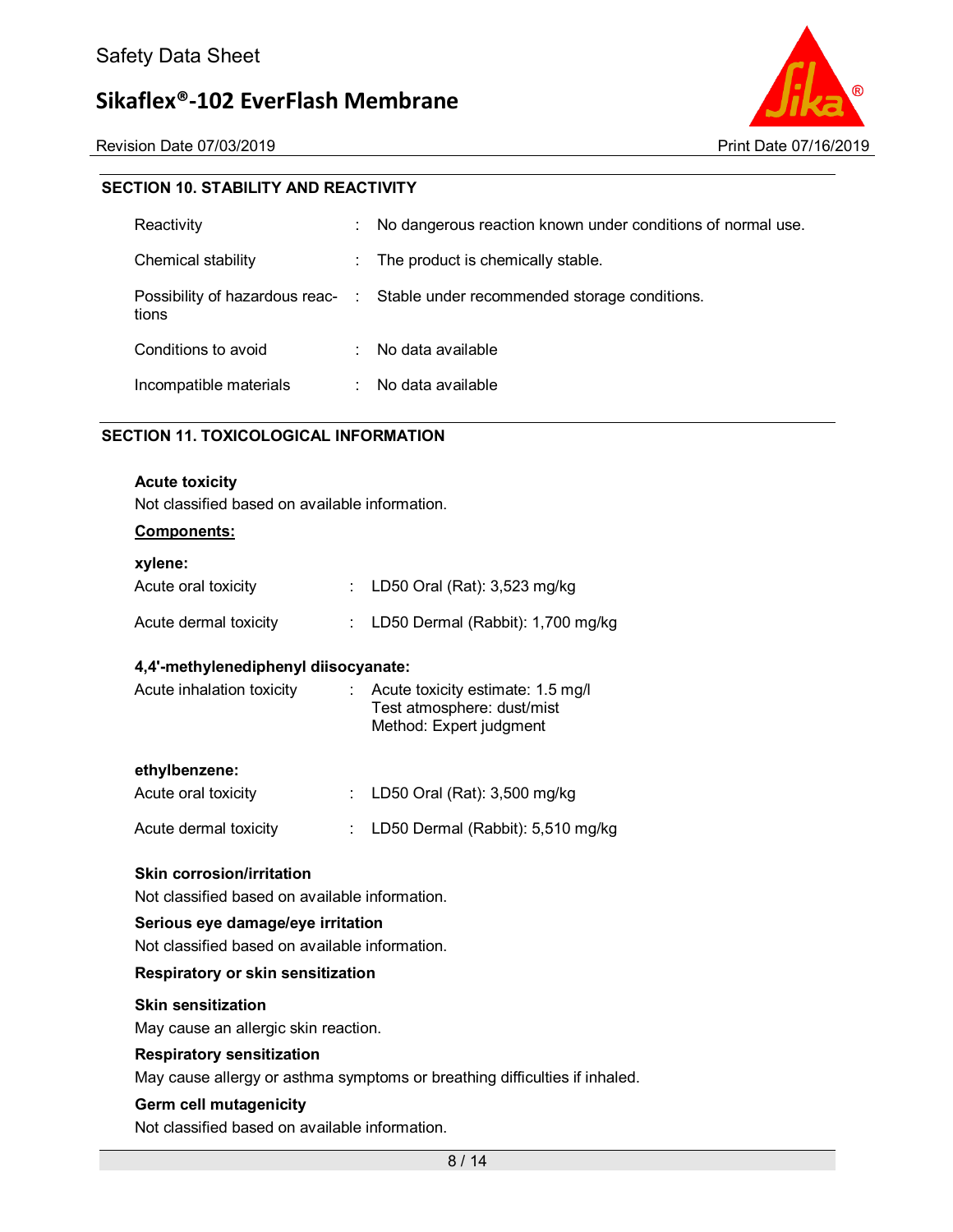## SECTION 10. STABILITY AND REACTIVITY

| | | |
|---|---|---|
| Reactivity | : | No dangerous reaction known under conditions of normal use. |
| Chemical stability | : | The product is chemically stable. |
| Possibility of hazardous reactions | : | Stable under recommended storage conditions. |
| Conditions to avoid | : | No data available |
| Incompatible materials | : | No data available |

## SECTION 11. TOXICOLOGICAL INFORMATION

**Acute toxicity**

Not classified based on available information.

**Components:**

**xylene:**

| | | |
|---|---|---|
| Acute oral toxicity | : | LD50 Oral (Rat): 3,523 mg/kg |
| Acute dermal toxicity | : | LD50 Dermal (Rabbit): 1,700 mg/kg |

**4,4'-methylenediphenyl diisocyanate:**

| | | |
|---|---|---|
| Acute inhalation toxicity | : | Acute toxicity estimate: 1.5 mg/l<br>Test atmosphere: dust/mist<br>Method: Expert judgment |

**ethylbenzene:**

| | | |
|---|---|---|
| Acute oral toxicity | : | LD50 Oral (Rat): 3,500 mg/kg |
| Acute dermal toxicity | : | LD50 Dermal (Rabbit): 5,510 mg/kg |

**Skin corrosion/irritation**

Not classified based on available information.

**Serious eye damage/eye irritation**

Not classified based on available information.

**Respiratory or skin sensitization**

**Skin sensitization**

May cause an allergic skin reaction.

**Respiratory sensitization**

May cause allergy or asthma symptoms or breathing difficulties if inhaled.

**Germ cell mutagenicity**

Not classified based on available information.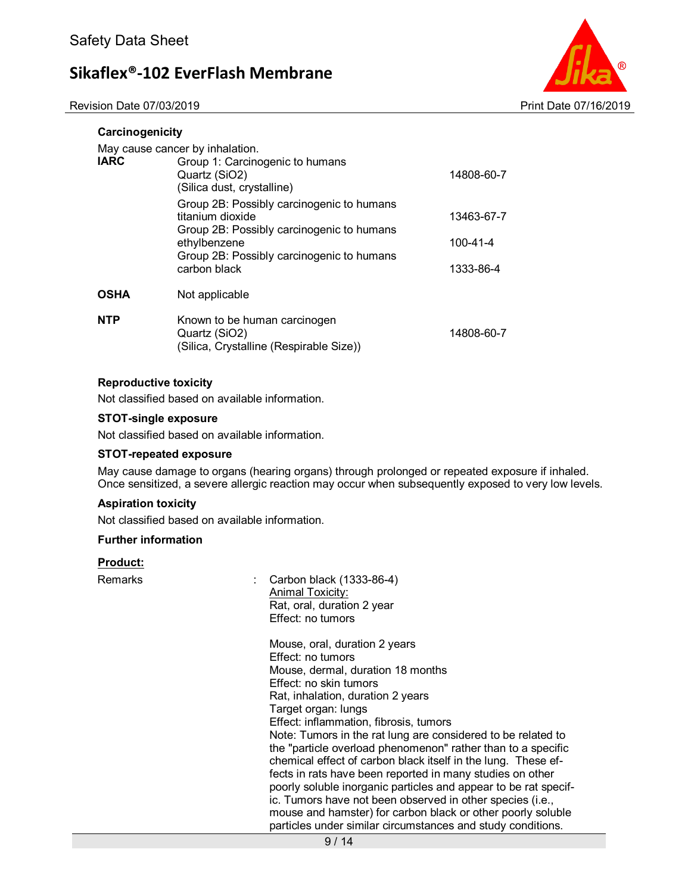#### Carcinogenicity

May cause cancer by inhalation.

| | | |
|---|---|---|
| **IARC** | Group 1: Carcinogenic to humans<br>Quartz ($SiO_2$)<br>(Silica dust, crystalline) | 14808-60-7 |
| | Group 2B: Possibly carcinogenic to humans<br>titanium dioxide | 13463-67-7 |
| | Group 2B: Possibly carcinogenic to humans<br>ethylbenzene | 100-41-4 |
| | Group 2B: Possibly carcinogenic to humans<br>carbon black | 1333-86-4 |
| **OSHA** | Not applicable | |
| **NTP** | Known to be human carcinogen<br>Quartz ($SiO_2$)<br>(Silica, Crystalline (Respirable Size)) | 14808-60-7 |

#### Reproductive toxicity

Not classified based on available information.

#### STOT-single exposure

Not classified based on available information.

#### STOT-repeated exposure

May cause damage to organs (hearing organs) through prolonged or repeated exposure if inhaled.
Once sensitized, a severe allergic reaction may occur when subsequently exposed to very low levels.

#### Aspiration toxicity

Not classified based on available information.

#### Further information

**Product:**

Remarks : Carbon black (1333-86-4)

Animal Toxicity:

Rat, oral, duration 2 year
Effect: no tumors

Mouse, oral, duration 2 years
Effect: no tumors
Mouse, dermal, duration 18 months
Effect: no skin tumors
Rat, inhalation, duration 2 years
Target organ: lungs
Effect: inflammation, fibrosis, tumors
Note: Tumors in the rat lung are considered to be related to the "particle overload phenomenon" rather than to a specific chemical effect of carbon black itself in the lung. These effects in rats have been reported in many studies on other poorly soluble inorganic particles and appear to be rat specific. Tumors have not been observed in other species (i.e., mouse and hamster) for carbon black or other poorly soluble particles under similar circumstances and study conditions.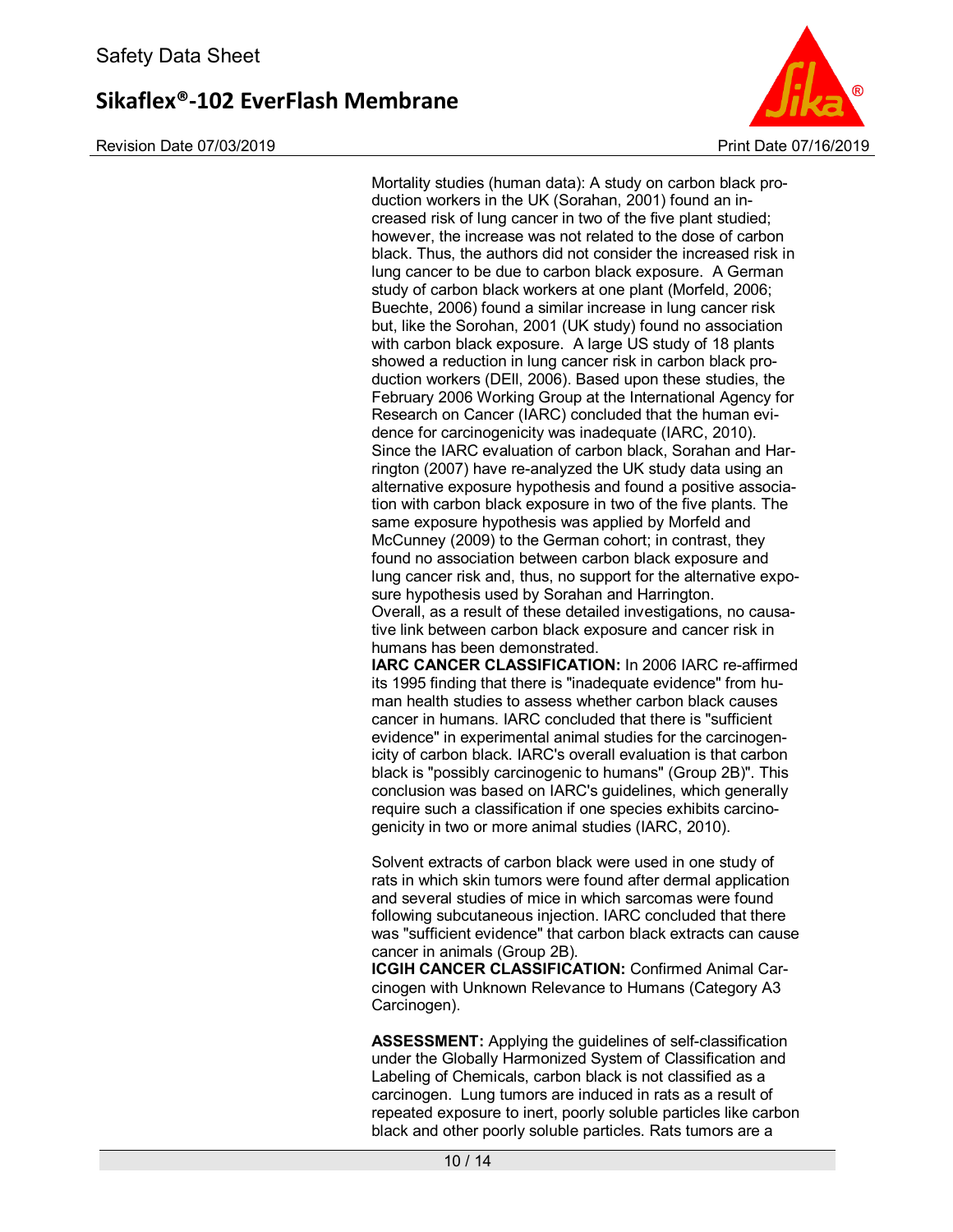Mortality studies (human data): A study on carbon black production workers in the UK (Sorahan, 2001) found an increased risk of lung cancer in two of the five plant studied; however, the increase was not related to the dose of carbon black. Thus, the authors did not consider the increased risk in lung cancer to be due to carbon black exposure. A German study of carbon black workers at one plant (Morfeld, 2006; Buechte, 2006) found a similar increase in lung cancer risk but, like the Sorohan, 2001 (UK study) found no association with carbon black exposure. A large US study of 18 plants showed a reduction in lung cancer risk in carbon black production workers (DEll, 2006). Based upon these studies, the February 2006 Working Group at the International Agency for Research on Cancer (IARC) concluded that the human evidence for carcinogenicity was inadequate (IARC, 2010). Since the IARC evaluation of carbon black, Sorahan and Harrington (2007) have re-analyzed the UK study data using an alternative exposure hypothesis and found a positive association with carbon black exposure in two of the five plants. The same exposure hypothesis was applied by Morfeld and McCunney (2009) to the German cohort; in contrast, they found no association between carbon black exposure and lung cancer risk and, thus, no support for the alternative exposure hypothesis used by Sorahan and Harrington.
Overall, as a result of these detailed investigations, no causative link between carbon black exposure and cancer risk in humans has been demonstrated.
**IARC CANCER CLASSIFICATION:** In 2006 IARC re-affirmed its 1995 finding that there is "inadequate evidence" from human health studies to assess whether carbon black causes cancer in humans. IARC concluded that there is "sufficient evidence" in experimental animal studies for the carcinogenicity of carbon black. IARC's overall evaluation is that carbon black is "possibly carcinogenic to humans" (Group 2B)". This conclusion was based on IARC's guidelines, which generally require such a classification if one species exhibits carcinogenicity in two or more animal studies (IARC, 2010).

Solvent extracts of carbon black were used in one study of rats in which skin tumors were found after dermal application and several studies of mice in which sarcomas were found following subcutaneous injection. IARC concluded that there was "sufficient evidence" that carbon black extracts can cause cancer in animals (Group 2B).
**ICGIH CANCER CLASSIFICATION:** Confirmed Animal Carcinogen with Unknown Relevance to Humans (Category A3 Carcinogen).

**ASSESSMENT:** Applying the guidelines of self-classification under the Globally Harmonized System of Classification and Labeling of Chemicals, carbon black is not classified as a carcinogen. Lung tumors are induced in rats as a result of repeated exposure to inert, poorly soluble particles like carbon black and other poorly soluble particles. Rats tumors are a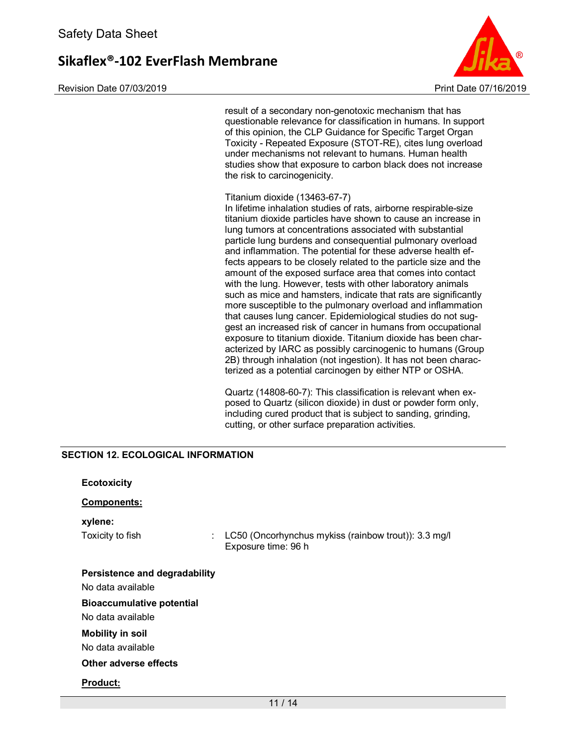result of a secondary non-genotoxic mechanism that has questionable relevance for classification in humans. In support of this opinion, the CLP Guidance for Specific Target Organ Toxicity - Repeated Exposure (STOT-RE), cites lung overload under mechanisms not relevant to humans. Human health studies show that exposure to carbon black does not increase the risk to carcinogenicity.

Titanium dioxide (13463-67-7)
In lifetime inhalation studies of rats, airborne respirable-size titanium dioxide particles have shown to cause an increase in lung tumors at concentrations associated with substantial particle lung burdens and consequential pulmonary overload and inflammation. The potential for these adverse health effects appears to be closely related to the particle size and the amount of the exposed surface area that comes into contact with the lung. However, tests with other laboratory animals such as mice and hamsters, indicate that rats are significantly more susceptible to the pulmonary overload and inflammation that causes lung cancer. Epidemiological studies do not suggest an increased risk of cancer in humans from occupational exposure to titanium dioxide. Titanium dioxide has been characterized by IARC as possibly carcinogenic to humans (Group 2B) through inhalation (not ingestion). It has not been characterized as a potential carcinogen by either NTP or OSHA.

Quartz (14808-60-7): This classification is relevant when exposed to Quartz (silicon dioxide) in dust or powder form only, including cured product that is subject to sanding, grinding, cutting, or other surface preparation activities.

## SECTION 12. ECOLOGICAL INFORMATION

**Ecotoxicity**

**Components:**

**xylene:**

Toxicity to fish : LC50 (Oncorhynchus mykiss (rainbow trout)): 3.3 mg/l
Exposure time: 96 h

**Persistence and degradability**

No data available

**Bioaccumulative potential**

No data available

**Mobility in soil**

No data available

**Other adverse effects**

**Product:**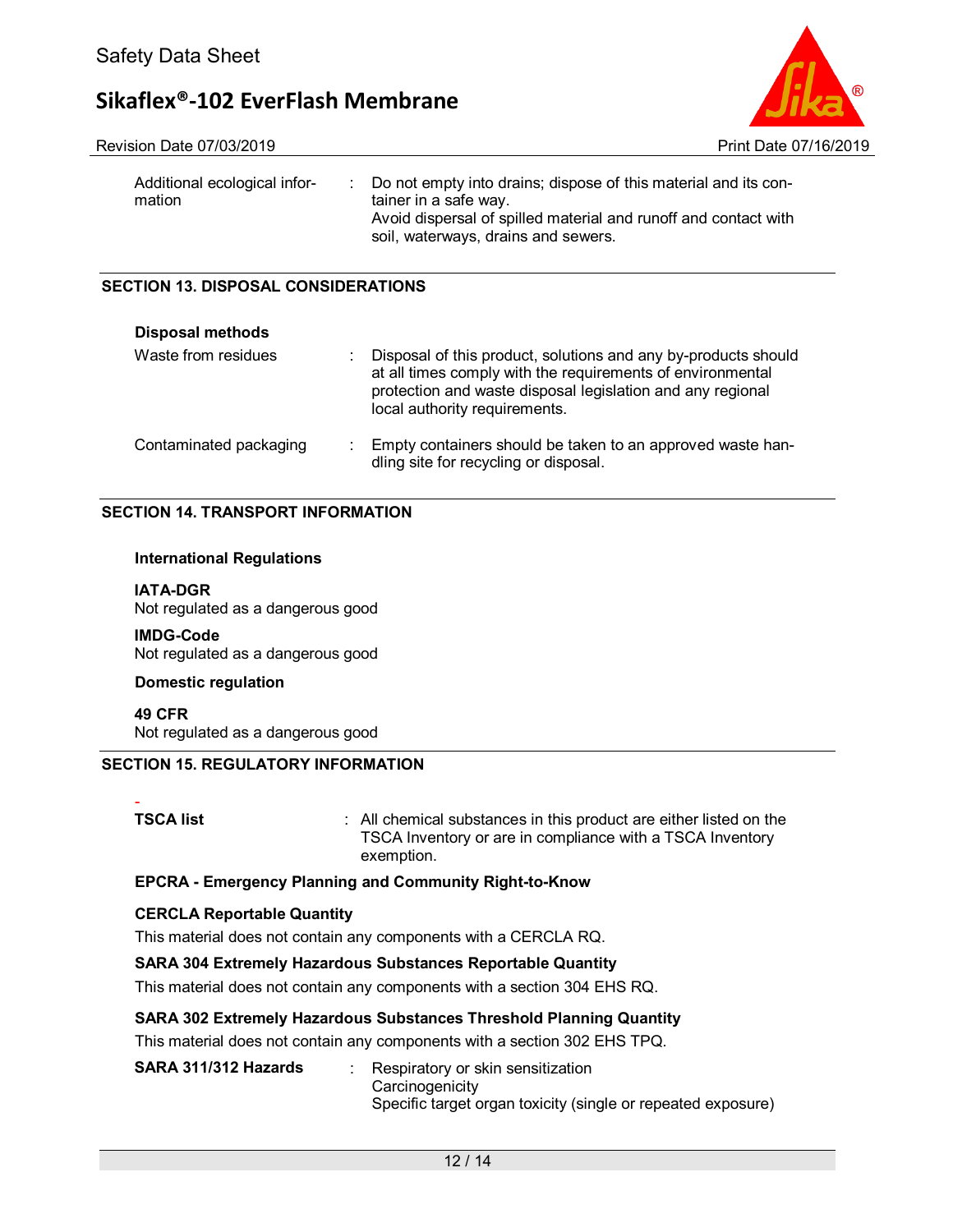| | | |
|---|---|---|
| Additional ecological information | : | Do not empty into drains; dispose of this material and its container in a safe way.<br>Avoid dispersal of spilled material and runoff and contact with soil, waterways, drains and sewers. |

## SECTION 13. DISPOSAL CONSIDERATIONS

**Disposal methods**

| | | |
|---|---|---|
| Waste from residues | : | Disposal of this product, solutions and any by-products should at all times comply with the requirements of environmental protection and waste disposal legislation and any regional local authority requirements. |
| Contaminated packaging | : | Empty containers should be taken to an approved waste handling site for recycling or disposal. |

## SECTION 14. TRANSPORT INFORMATION

**International Regulations**

**IATA-DGR**
Not regulated as a dangerous good

**IMDG-Code**
Not regulated as a dangerous good

**Domestic regulation**

**49 CFR**
Not regulated as a dangerous good

## SECTION 15. REGULATORY INFORMATION

-

| | | |
|---|---|---|
| **TSCA list** | : | All chemical substances in this product are either listed on the TSCA Inventory or are in compliance with a TSCA Inventory exemption. |

**EPCRA - Emergency Planning and Community Right-to-Know**

**CERCLA Reportable Quantity**

This material does not contain any components with a CERCLA RQ.

**SARA 304 Extremely Hazardous Substances Reportable Quantity**

This material does not contain any components with a section 304 EHS RQ.

**SARA 302 Extremely Hazardous Substances Threshold Planning Quantity**

This material does not contain any components with a section 302 EHS TPQ.

| | | |
|---|---|---|
| **SARA 311/312 Hazards** | : | Respiratory or skin sensitization<br>Carcinogenicity<br>Specific target organ toxicity (single or repeated exposure) |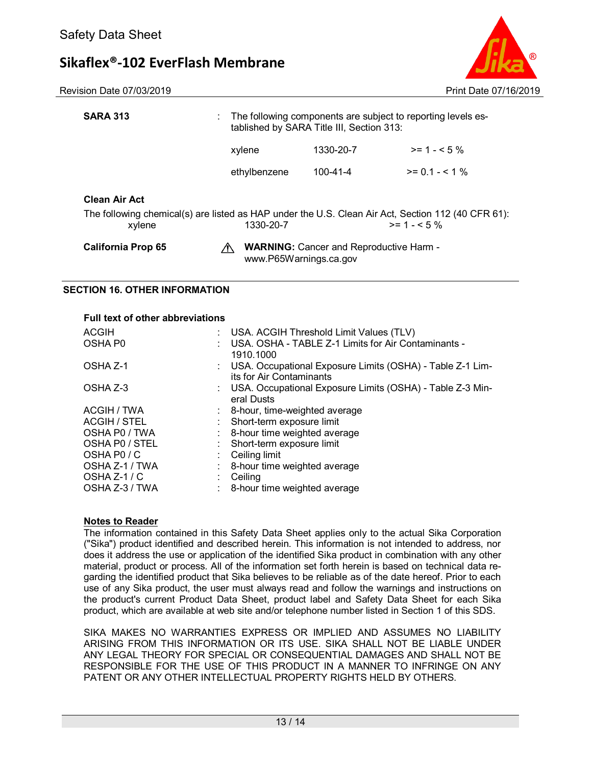**SARA 313** : The following components are subject to reporting levels established by SARA Title III, Section 313:

| | | |
|---|---|---|
| xylene | 1330-20-7 | >= 1 - < 5 % |
| ethylbenzene | 100-41-4 | >= 0.1 - < 1 % |

**Clean Air Act**

The following chemical(s) are listed as HAP under the U.S. Clean Air Act, Section 112 (40 CFR 61):

| | | |
|---|---|---|
| xylene | 1330-20-7 | >= 1 - < 5 % |

**California Prop 65** ⚠ **WARNING:** Cancer and Reproductive Harm - www.P65Warnings.ca.gov

## SECTION 16. OTHER INFORMATION

**Full text of other abbreviations**

| | |
|---|---|
| ACGIH | : USA. ACGIH Threshold Limit Values (TLV) |
| OSHA P0 | : USA. OSHA - TABLE Z-1 Limits for Air Contaminants - 1910.1000 |
| OSHA Z-1 | : USA. Occupational Exposure Limits (OSHA) - Table Z-1 Limits for Air Contaminants |
| OSHA Z-3 | : USA. Occupational Exposure Limits (OSHA) - Table Z-3 Mineral Dusts |
| ACGIH / TWA | : 8-hour, time-weighted average |
| ACGIH / STEL | : Short-term exposure limit |
| OSHA P0 / TWA | : 8-hour time weighted average |
| OSHA P0 / STEL | : Short-term exposure limit |
| OSHA P0 / C | : Ceiling limit |
| OSHA Z-1 / TWA | : 8-hour time weighted average |
| OSHA Z-1 / C | : Ceiling |
| OSHA Z-3 / TWA | : 8-hour time weighted average |

**Notes to Reader**

The information contained in this Safety Data Sheet applies only to the actual Sika Corporation ("Sika") product identified and described herein. This information is not intended to address, nor does it address the use or application of the identified Sika product in combination with any other material, product or process. All of the information set forth herein is based on technical data regarding the identified product that Sika believes to be reliable as of the date hereof. Prior to each use of any Sika product, the user must always read and follow the warnings and instructions on the product's current Product Data Sheet, product label and Safety Data Sheet for each Sika product, which are available at web site and/or telephone number listed in Section 1 of this SDS.

SIKA MAKES NO WARRANTIES EXPRESS OR IMPLIED AND ASSUMES NO LIABILITY ARISING FROM THIS INFORMATION OR ITS USE. SIKA SHALL NOT BE LIABLE UNDER ANY LEGAL THEORY FOR SPECIAL OR CONSEQUENTIAL DAMAGES AND SHALL NOT BE RESPONSIBLE FOR THE USE OF THIS PRODUCT IN A MANNER TO INFRINGE ON ANY PATENT OR ANY OTHER INTELLECTUAL PROPERTY RIGHTS HELD BY OTHERS.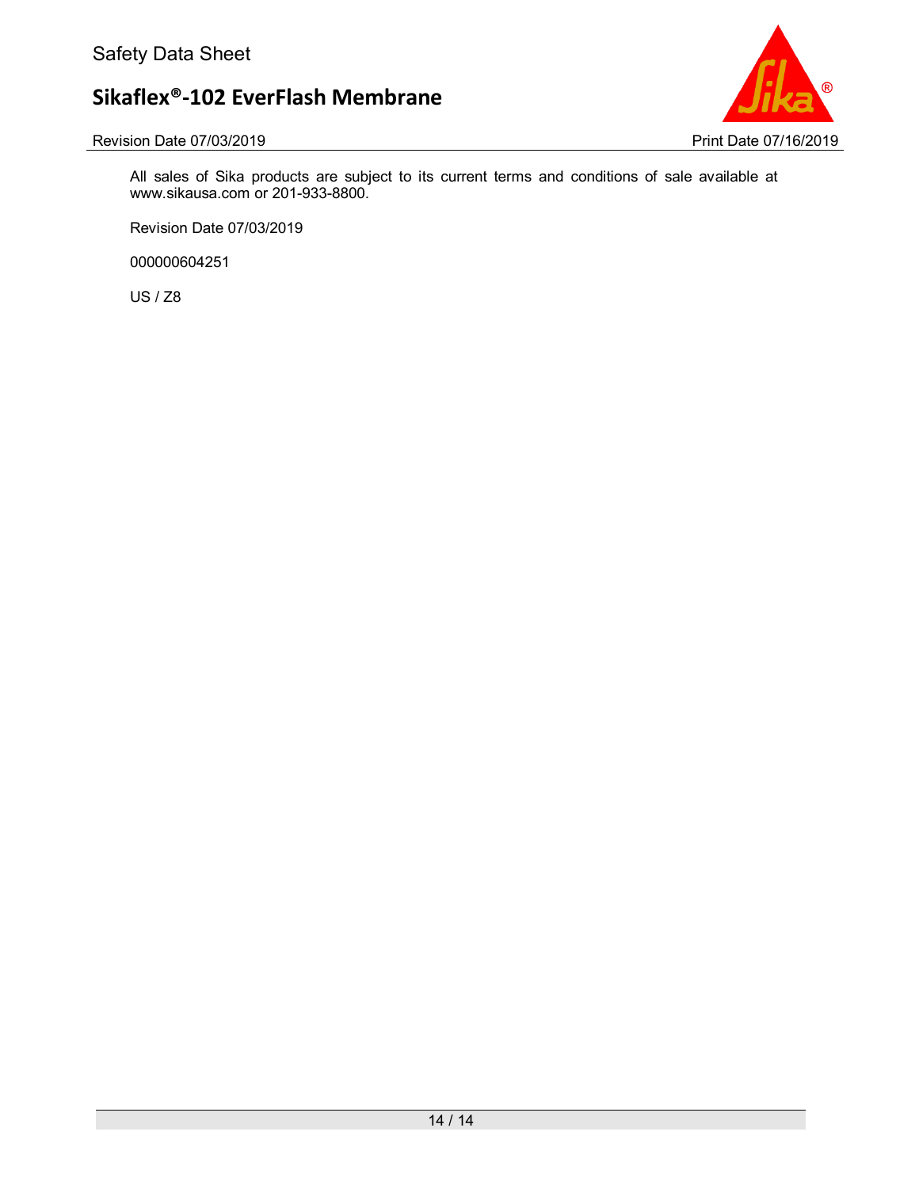All sales of Sika products are subject to its current terms and conditions of sale available at www.sikausa.com or 201-933-8800.

Revision Date 07/03/2019

000000604251

US / Z8